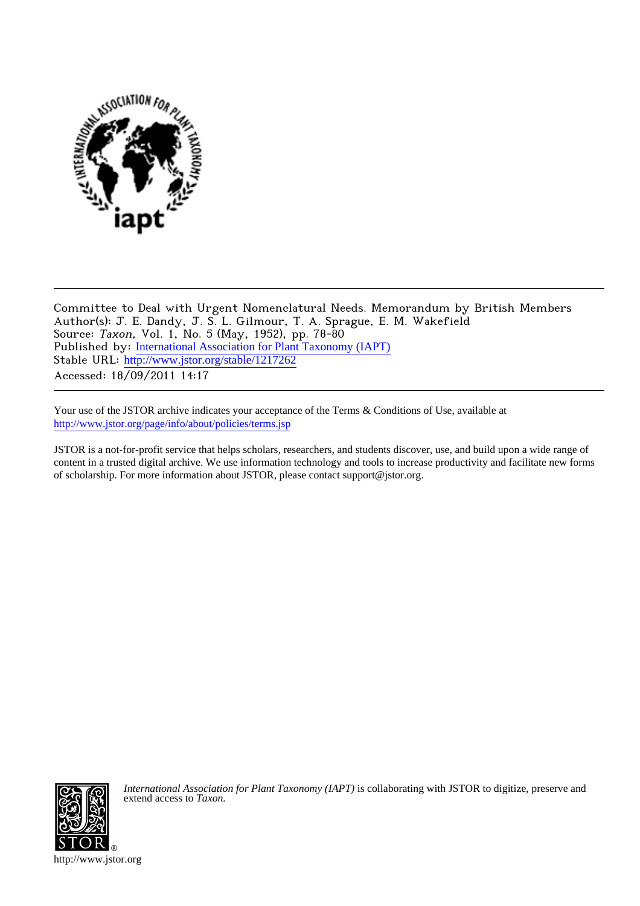Committee to Deal with Urgent Nomenclatural Needs. Memorandum by British Members
Author(s): J. E. Dandy, J. S. L. Gilmour, T. A. Sprague, E. M. Wakefield
Source: *Taxon*, Vol. 1, No. 5 (May, 1952), pp. 78-80
Published by: International Association for Plant Taxonomy (IAPT)
Stable URL: http://www.jstor.org/stable/1217262
Accessed: 18/09/2011 14:17

Your use of the JSTOR archive indicates your acceptance of the Terms & Conditions of Use, available at http://www.jstor.org/page/info/about/policies/terms.jsp

JSTOR is a not-for-profit service that helps scholars, researchers, and students discover, use, and build upon a wide range of content in a trusted digital archive. We use information technology and tools to increase productivity and facilitate new forms of scholarship. For more information about JSTOR, please contact support@jstor.org.

*International Association for Plant Taxonomy (IAPT)* is collaborating with JSTOR to digitize, preserve and extend access to *Taxon.*

http://www.jstor.org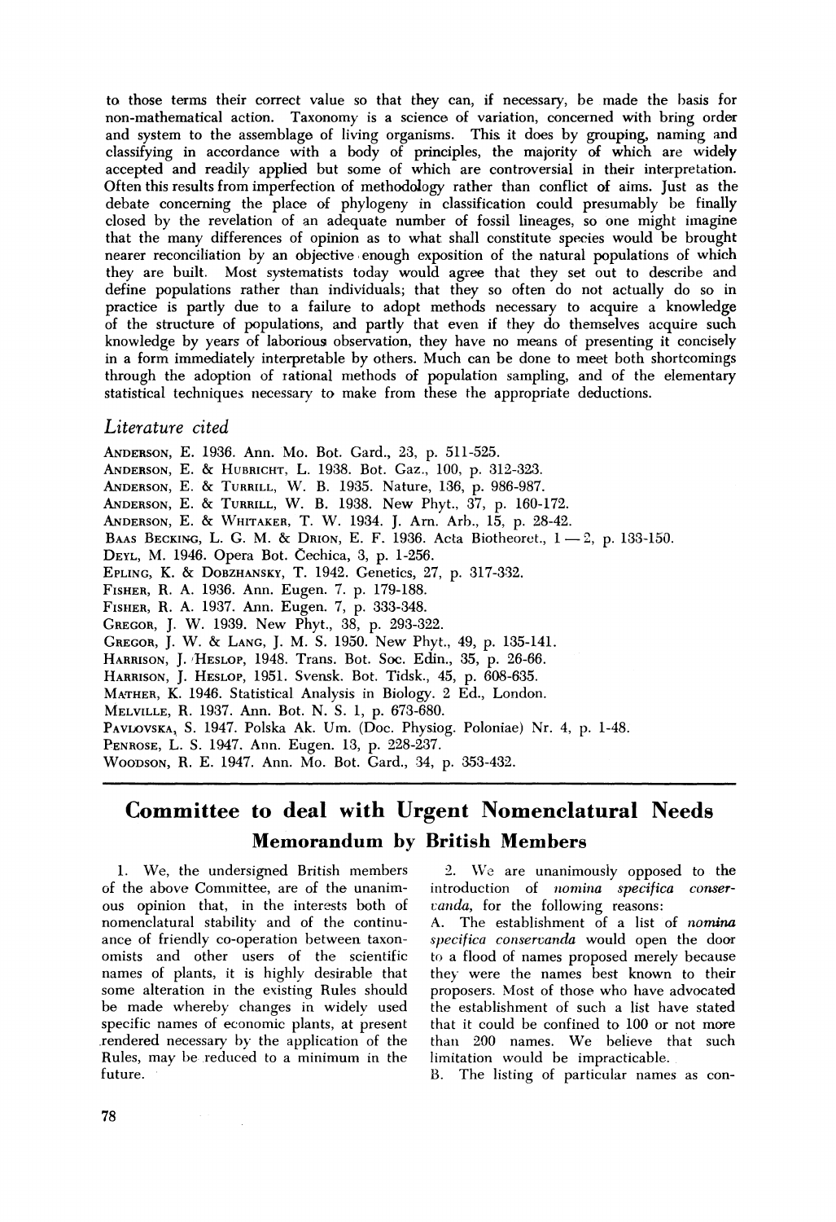to those terms their correct value so that they can, if necessary, be made the basis for non-mathematical action. Taxonomy is a science of variation, concerned with bring order and system to the assemblage of living organisms. This it does by grouping, naming and classifying in accordance with a body of principles, the majority of which are widely accepted and readily applied but some of which are controversial in their interpretation. Often this results from imperfection of methodology rather than conflict of aims. Just as the debate concerning the place of phylogeny in classification could presumably be finally closed by the revelation of an adequate number of fossil lineages, so one might imagine that the many differences of opinion as to what shall constitute species would be brought nearer reconciliation by an objective enough exposition of the natural populations of which they are built. Most systematists today would agree that they set out to describe and define populations rather than individuals; that they so often do not actually do so in practice is partly due to a failure to adopt methods necessary to acquire a knowledge of the structure of populations, and partly that even if they do themselves acquire such knowledge by years of laborious observation, they have no means of presenting it concisely in a form immediately interpretable by others. Much can be done to meet both shortcomings through the adoption of rational methods of population sampling, and of the elementary statistical techniques necessary to make from these the appropriate deductions.

### *Literature cited*

ANDERSON, E. 1936. Ann. Mo. Bot. Gard., 23, p. 511-525.
ANDERSON, E. & HUBRICHT, L. 1938. Bot. Gaz., 100, p. 312-323.
ANDERSON, E. & TURRILL, W. B. 1935. Nature, 136, p. 986-987.
ANDERSON, E. & TURRILL, W. B. 1938. New Phyt., 37, p. 160-172.
ANDERSON, E. & WHITAKER, T. W. 1934. J. Arn. Arb., 15, p. 28-42.
BAAS BECKING, L. G. M. & DRION, E. F. 1936. Acta Biotheoret., 1 — 2, p. 133-150.
DEYL, M. 1946. Opera Bot. Čechica, 3, p. 1-256.
EPLING, K. & DOBZHANSKY, T. 1942. Genetics, 27, p. 317-332.
FISHER, R. A. 1936. Ann. Eugen. 7. p. 179-188.
FISHER, R. A. 1937. Ann. Eugen. 7, p. 333-348.
GREGOR, J. W. 1939. New Phyt., 38, p. 293-322.
GREGOR, J. W. & LANG, J. M. S. 1950. New Phyt., 49, p. 135-141.
HARRISON, J. HESLOP, 1948. Trans. Bot. Soc. Edin., 35, p. 26-66.
HARRISON, J. HESLOP, 1951. Svensk. Bot. Tidsk., 45, p. 608-635.
MATHER, K. 1946. Statistical Analysis in Biology. 2 Ed., London.
MELVILLE, R. 1937. Ann. Bot. N. S. 1, p. 673-680.
PAVLOVSKA, S. 1947. Polska Ak. Um. (Doc. Physiog. Poloniae) Nr. 4, p. 1-48.
PENROSE, L. S. 1947. Ann. Eugen. 13, p. 228-237.
WOODSON, R. E. 1947. Ann. Mo. Bot. Gard., 34, p. 353-432.

## Committee to deal with Urgent Nomenclatural Needs

### Memorandum by British Members

1. We, the undersigned British members of the above Committee, are of the unanimous opinion that, in the interests both of nomenclatural stability and of the continuance of friendly co-operation between taxonomists and other users of the scientific names of plants, it is highly desirable that some alteration in the existing Rules should be made whereby changes in widely used specific names of economic plants, at present rendered necessary by the application of the Rules, may be reduced to a minimum in the future.

2. We are unanimously opposed to the introduction of *nomina specifica conservanda*, for the following reasons:

A. The establishment of a list of *nomina specifica conservanda* would open the door to a flood of names proposed merely because they were the names best known to their proposers. Most of those who have advocated the establishment of such a list have stated that it could be confined to 100 or not more than 200 names. We believe that such limitation would be impracticable.

B. The listing of particular names as con-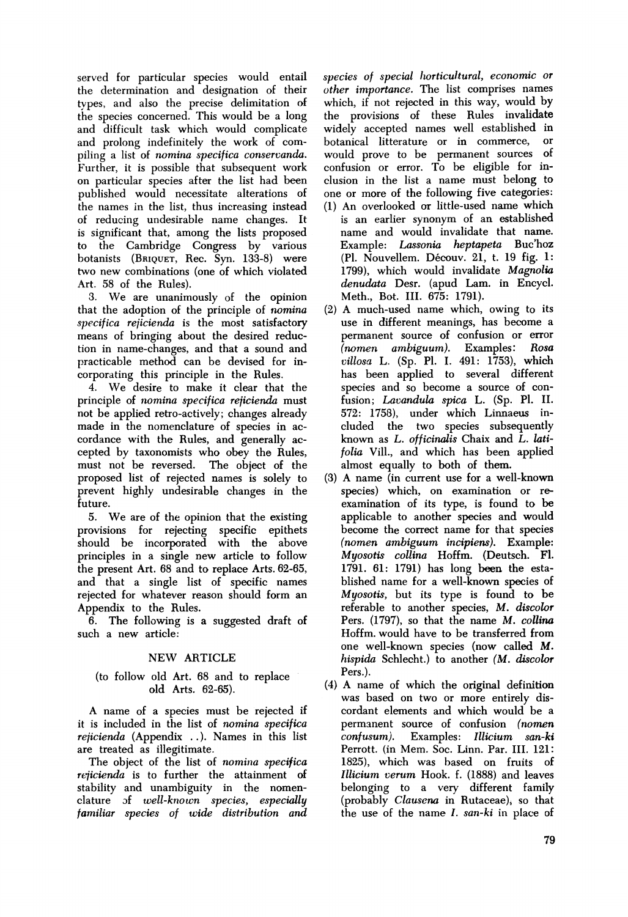served for particular species would entail the determination and designation of their types, and also the precise delimitation of the species concerned. This would be a long and difficult task which would complicate and prolong indefinitely the work of compiling a list of *nomina specifica conservanda*. Further, it is possible that subsequent work on particular species after the list had been published would necessitate alterations of the names in the list, thus increasing instead of reducing undesirable name changes. It is significant that, among the lists proposed to the Cambridge Congress by various botanists (BRIQUET, Rec. Syn. 133-8) were two new combinations (one of which violated Art. 58 of the Rules).

3. We are unanimously of the opinion that the adoption of the principle of *nomina specifica rejicienda* is the most satisfactory means of bringing about the desired reduction in name-changes, and that a sound and practicable method can be devised for incorporating this principle in the Rules.

4. We desire to make it clear that the principle of *nomina specifica rejicienda* must not be applied retro-actively; changes already made in the nomenclature of species in accordance with the Rules, and generally accepted by taxonomists who obey the Rules, must not be reversed. The object of the proposed list of rejected names is solely to prevent highly undesirable changes in the future.

5. We are of the opinion that the existing provisions for rejecting specific epithets should be incorporated with the above principles in a single new article to follow the present Art. 68 and to replace Arts. 62-65, and that a single list of specific names rejected for whatever reason should form an Appendix to the Rules.

6. The following is a suggested draft of such a new article:

## NEW ARTICLE

(to follow old Art. 68 and to replace old Arts. 62-65).

A name of a species must be rejected if it is included in the list of *nomina specifica rejicienda* (Appendix . .). Names in this list are treated as illegitimate.

The object of the list of *nomina specifica rejicienda* is to further the attainment of stability and unambiguity in the nomenclature of *well-known species, especially familiar species of wide distribution and species of special horticultural, economic or other importance*. The list comprises names which, if not rejected in this way, would by the provisions of these Rules invalidate widely accepted names well established in botanical litterature or in commerce, or would prove to be permanent sources of confusion or error. To be eligible for inclusion in the list a name must belong to one or more of the following five categories:

(1) An overlooked or little-used name which is an earlier synonym of an established name and would invalidate that name. Example: *Lassonia heptapeta* Buc'hoz (Pl. Nouvellem. Découv. 21, t. 19 fig. 1: 1799), which would invalidate *Magnolia denudata* Desr. (apud Lam. in Encycl. Meth., Bot. III. 675: 1791).

(2) A much-used name which, owing to its use in different meanings, has become a permanent source of confusion or error *(nomen ambiguum)*. Examples: *Rosa villosa* L. (Sp. Pl. I. 491: 1753), which has been applied to several different species and so become a source of confusion; *Lavandula spica* L. (Sp. Pl. II. 572: 1753), under which Linnaeus included the two species subsequently known as *L. officinalis* Chaix and *L. latifolia* Vill., and which has been applied almost equally to both of them.

(3) A name (in current use for a well-known species) which, on examination or reexamination of its type, is found to be applicable to another species and would become the correct name for that species *(nomen ambiguum incipiens)*. Example: *Myosotis collina* Hoffm. (Deutsch. Fl. 1791. 61: 1791) has long been the established name for a well-known species of *Myosotis*, but its type is found to be referable to another species, *M. discolor* Pers. (1797), so that the name *M. collina* Hoffm. would have to be transferred from one well-known species (now called *M. hispida* Schlecht.) to another (*M. discolor* Pers.).

(4) A name of which the original definition was based on two or more entirely discordant elements and which would be a permanent source of confusion *(nomen confusum)*. Examples: *Illicium san-ki* Perrott. (in Mem. Soc. Linn. Par. III. 121: 1825), which was based on fruits of *Illicium verum* Hook. f. (1888) and leaves belonging to a very different family (probably *Clausena* in Rutaceae), so that the use of the name *I. san-ki* in place of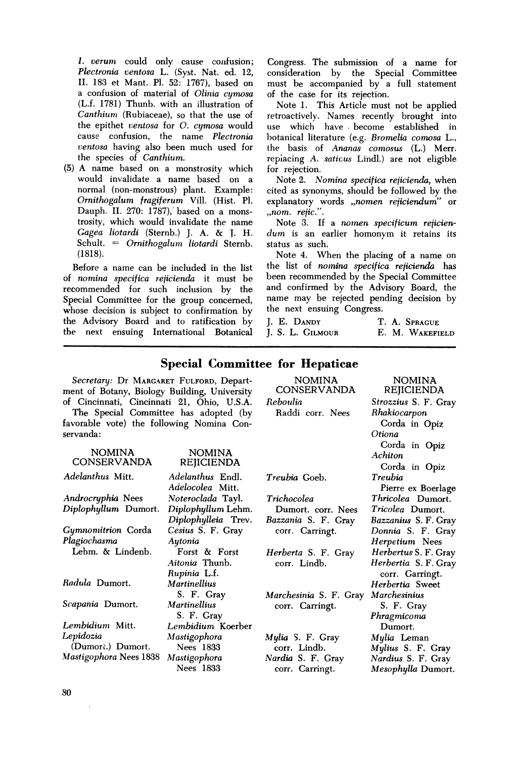*I. verum* could only cause confusion; *Plectronia ventosa* L. (Syst. Nat. ed. 12, II. 183 et Mant. Pl. 52: 1767), based on a confusion of material of *Olinia cymosa* (L.f. 1781) Thunb. with an illustration of *Canthium* (Rubiaceae), so that the use of the epithet *ventosa* for *O. cymosa* would cause confusion, the name *Plectronia ventosa* having also been much used for the species of *Canthium*.

(5) A name based on a monstrosity which would invalidate a name based on a normal (non-monstrous) plant. Example: *Ornithogalum fragiferum* Vill. (Hist. Pl. Dauph. II. 270: 1787), based on a monstrosity, which would invalidate the name *Gagea liotardi* (Sternb.) J. A. & J. H. Schult. = *Ornithogalum liotardi* Sternb. (1818).

Before a name can be included in the list of *nomina specifica rejicienda* it must be recommended for such inclusion by the Special Committee for the group concerned, whose decision is subject to confirmation by the Advisory Board and to ratification by the next ensuing International Botanical Congress. The submission of a name for consideration by the Special Committee must be accompanied by a full statement of the case for its rejection.

Note 1. This Article must not be applied retroactively. Names recently brought into use which have become established in botanical literature (e.g. *Bromelia comosa* L., the basis of *Ananas comosus* (L.) Merr. replacing *A. sativus* Lindl.) are not eligible for rejection.

Note 2. *Nomina specifica rejicienda*, when cited as synonyms, should be followed by the explanatory words „*nomen rejiciendum*" or „*nom. rejic.*".

Note 3. If a *nomen specificum rejiciendum* is an earlier homonym it retains its status as such.

Note 4. When the placing of a name on the list of *nomina specifica rejicienda* has been recommended by the Special Committee and confirmed by the Advisory Board, the name may be rejected pending decision by the next ensuing Congress.

J. E. Dandy — T. A. Sprague
J. S. L. Gilmour — E. M. Wakefield

## Special Committee for Hepaticae

*Secretary:* Dr Margaret Fulford, Department of Botany, Biology Building, University of Cincinnati, Cincinnati 21, Ohio, U.S.A.

The Special Committee has adopted (by favorable vote) the following Nomina Conservanda:

| NOMINA CONSERVANDA | NOMINA REJICIENDA |
|---|---|
| *Adelanthus* Mitt. | *Adelanthus* Endl.; *Adelocolea* Mitt. |
| *Androcryphia* Nees | *Noteroclada* Tayl. |
| *Diplophyllum* Dumort. | *Diplophyllum* Lehm.; *Diplophylleia* Trev. |
| *Gymnomitrion* Corda | *Cesius* S. F. Gray |
| *Plagiochasma* Lehm. & Lindenb. | *Aytonia* Forst & Forst; *Aitonia* Thunb.; *Rupinia* L.f. |
| *Radula* Dumort. | *Martinellius* S. F. Gray |
| *Scapania* Dumort. | *Martinellius* S. F. Gray |
| *Lembidium* Mitt. | *Lembidium* Koerber |
| *Lepidozia* (Dumort.) Dumort. | *Mastigophora* Nees 1833 |
| *Mastigophora* Nees 1838 | *Mastigophora* Nees 1833 |
| *Reboulia* Raddi corr. Nees | *Strozzius* S. F. Gray; *Rhakiocarpon* Corda in Opiz; *Otiona* Corda in Opiz; *Achiton* Corda in Opiz |
| *Treubia* Goeb. | *Treubia* Pierre ex Boerlage |
| *Trichocolea* Dumort. corr. Nees | *Thricolea* Dumort.; *Tricolea* Dumort. |
| *Bazzania* S. F. Gray corr. Carringt. | *Bazzanius* S. F. Gray; *Donnia* S. F. Gray; *Herpetium* Nees |
| *Herberta* S. F. Gray corr. Lindb. | *Herbertus* S. F. Gray; *Herbertia* S. F. Gray corr. Garringt.; *Herbertia* Sweet |
| *Marchesinia* S. F. Gray corr. Carringt. | *Marchesinius* S. F. Gray; *Phragmicoma* Dumort. |
| *Mylia* S. F. Gray corr. Lindb. | *Mylia* Leman; *Mylius* S. F. Gray |
| *Nardia* S. F. Gray corr. Carringt. | *Nardius* S. F. Gray; *Mesophylla* Dumort. |